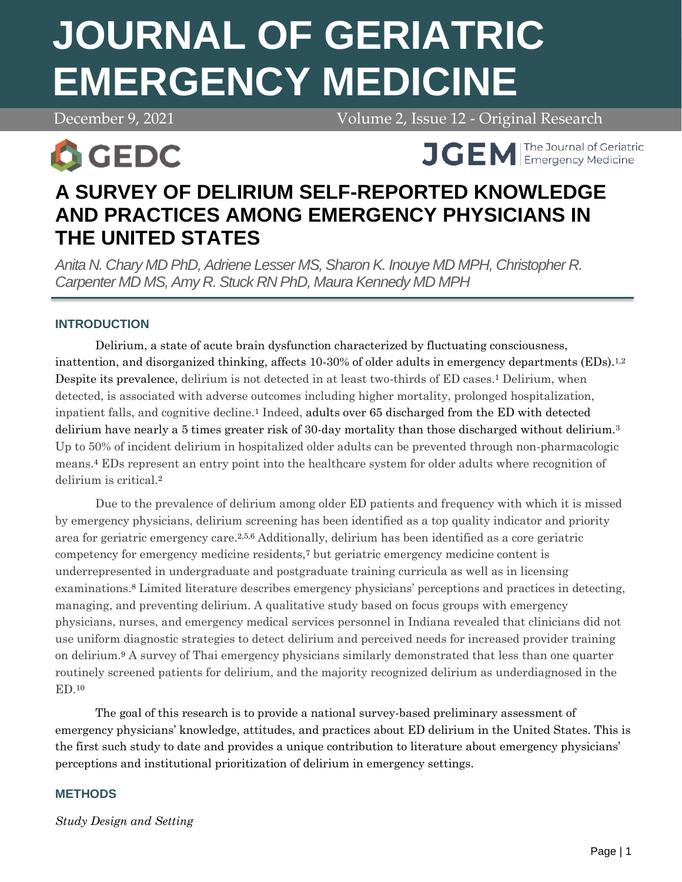# A SURVEY OF DELIRIUM SELF-REPORTED KNOWLEDGE AND PRACTICES AMONG EMERGENCY PHYSICIANS IN THE UNITED STATES

*Anita N. Chary MD PhD, Adriene Lesser MS, Sharon K. Inouye MD MPH, Christopher R. Carpenter MD MS, Amy R. Stuck RN PhD, Maura Kennedy MD MPH*

## INTRODUCTION

Delirium, a state of acute brain dysfunction characterized by fluctuating consciousness, inattention, and disorganized thinking, affects 10-30% of older adults in emergency departments (EDs).[1,2] Despite its prevalence, delirium is not detected in at least two-thirds of ED cases.[1] Delirium, when detected, is associated with adverse outcomes including higher mortality, prolonged hospitalization, inpatient falls, and cognitive decline.[1] Indeed, adults over 65 discharged from the ED with detected delirium have nearly a 5 times greater risk of 30-day mortality than those discharged without delirium.[3] Up to 50% of incident delirium in hospitalized older adults can be prevented through non-pharmacologic means.[4] EDs represent an entry point into the healthcare system for older adults where recognition of delirium is critical.[2]

Due to the prevalence of delirium among older ED patients and frequency with which it is missed by emergency physicians, delirium screening has been identified as a top quality indicator and priority area for geriatric emergency care.[2,5,6] Additionally, delirium has been identified as a core geriatric competency for emergency medicine residents,[7] but geriatric emergency medicine content is underrepresented in undergraduate and postgraduate training curricula as well as in licensing examinations.[8] Limited literature describes emergency physicians' perceptions and practices in detecting, managing, and preventing delirium. A qualitative study based on focus groups with emergency physicians, nurses, and emergency medical services personnel in Indiana revealed that clinicians did not use uniform diagnostic strategies to detect delirium and perceived needs for increased provider training on delirium.[9] A survey of Thai emergency physicians similarly demonstrated that less than one quarter routinely screened patients for delirium, and the majority recognized delirium as underdiagnosed in the ED.[10]

The goal of this research is to provide a national survey-based preliminary assessment of emergency physicians' knowledge, attitudes, and practices about ED delirium in the United States. This is the first such study to date and provides a unique contribution to literature about emergency physicians' perceptions and institutional prioritization of delirium in emergency settings.

## METHODS

*Study Design and Setting*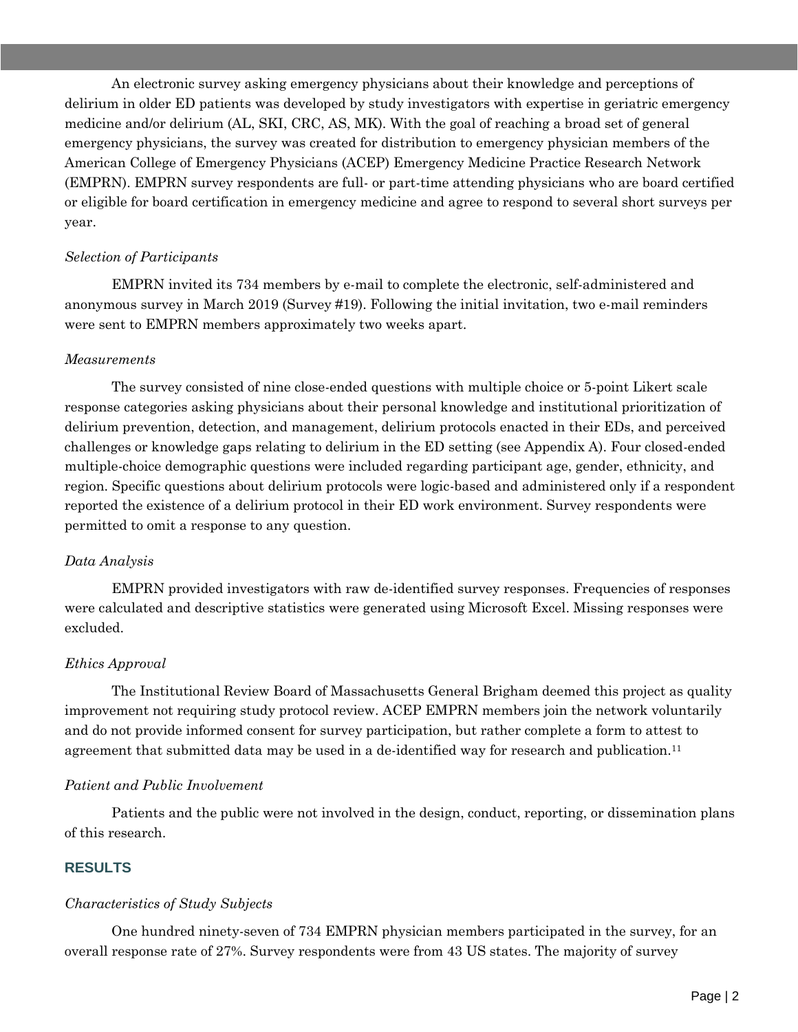An electronic survey asking emergency physicians about their knowledge and perceptions of delirium in older ED patients was developed by study investigators with expertise in geriatric emergency medicine and/or delirium (AL, SKI, CRC, AS, MK). With the goal of reaching a broad set of general emergency physicians, the survey was created for distribution to emergency physician members of the American College of Emergency Physicians (ACEP) Emergency Medicine Practice Research Network (EMPRN). EMPRN survey respondents are full- or part-time attending physicians who are board certified or eligible for board certification in emergency medicine and agree to respond to several short surveys per year.

*Selection of Participants*

EMPRN invited its 734 members by e-mail to complete the electronic, self-administered and anonymous survey in March 2019 (Survey #19). Following the initial invitation, two e-mail reminders were sent to EMPRN members approximately two weeks apart.

*Measurements*

The survey consisted of nine close-ended questions with multiple choice or 5-point Likert scale response categories asking physicians about their personal knowledge and institutional prioritization of delirium prevention, detection, and management, delirium protocols enacted in their EDs, and perceived challenges or knowledge gaps relating to delirium in the ED setting (see Appendix A). Four closed-ended multiple-choice demographic questions were included regarding participant age, gender, ethnicity, and region. Specific questions about delirium protocols were logic-based and administered only if a respondent reported the existence of a delirium protocol in their ED work environment. Survey respondents were permitted to omit a response to any question.

*Data Analysis*

EMPRN provided investigators with raw de-identified survey responses. Frequencies of responses were calculated and descriptive statistics were generated using Microsoft Excel. Missing responses were excluded.

*Ethics Approval*

The Institutional Review Board of Massachusetts General Brigham deemed this project as quality improvement not requiring study protocol review. ACEP EMPRN members join the network voluntarily and do not provide informed consent for survey participation, but rather complete a form to attest to agreement that submitted data may be used in a de-identified way for research and publication.[11]

*Patient and Public Involvement*

Patients and the public were not involved in the design, conduct, reporting, or dissemination plans of this research.

## RESULTS

*Characteristics of Study Subjects*

One hundred ninety-seven of 734 EMPRN physician members participated in the survey, for an overall response rate of 27%. Survey respondents were from 43 US states. The majority of survey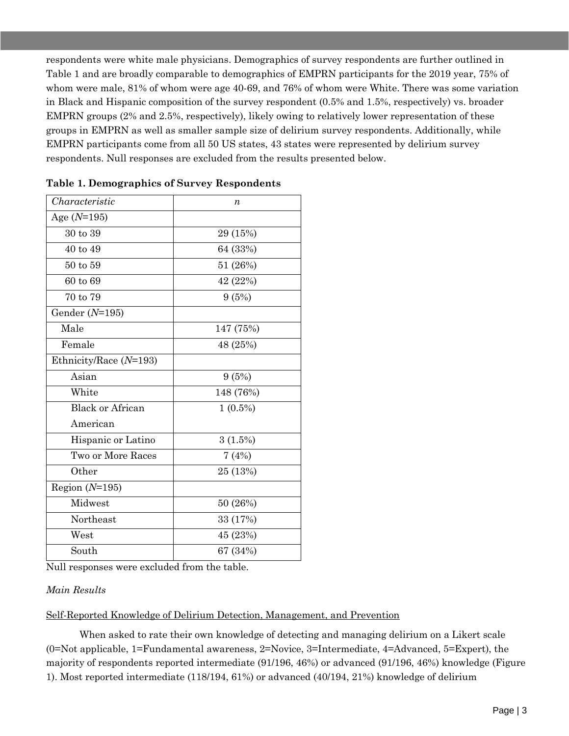respondents were white male physicians. Demographics of survey respondents are further outlined in Table 1 and are broadly comparable to demographics of EMPRN participants for the 2019 year, 75% of whom were male, 81% of whom were age 40-69, and 76% of whom were White. There was some variation in Black and Hispanic composition of the survey respondent (0.5% and 1.5%, respectively) vs. broader EMPRN groups (2% and 2.5%, respectively), likely owing to relatively lower representation of these groups in EMPRN as well as smaller sample size of delirium survey respondents. Additionally, while EMPRN participants come from all 50 US states, 43 states were represented by delirium survey respondents. Null responses are excluded from the results presented below.

**Table 1. Demographics of Survey Respondents**

| *Characteristic* | *n* |
|---|---|
| Age (*N*=195) | |
| 30 to 39 | 29 (15%) |
| 40 to 49 | 64 (33%) |
| 50 to 59 | 51 (26%) |
| 60 to 69 | 42 (22%) |
| 70 to 79 | 9 (5%) |
| Gender (*N*=195) | |
| Male | 147 (75%) |
| Female | 48 (25%) |
| Ethnicity/Race (*N*=193) | |
| Asian | 9 (5%) |
| White | 148 (76%) |
| Black or African American | 1 (0.5%) |
| Hispanic or Latino | 3 (1.5%) |
| Two or More Races | 7 (4%) |
| Other | 25 (13%) |
| Region (*N*=195) | |
| Midwest | 50 (26%) |
| Northeast | 33 (17%) |
| West | 45 (23%) |
| South | 67 (34%) |

Null responses were excluded from the table.

*Main Results*

Self-Reported Knowledge of Delirium Detection, Management, and Prevention

When asked to rate their own knowledge of detecting and managing delirium on a Likert scale (0=Not applicable, 1=Fundamental awareness, 2=Novice, 3=Intermediate, 4=Advanced, 5=Expert), the majority of respondents reported intermediate (91/196, 46%) or advanced (91/196, 46%) knowledge (Figure 1). Most reported intermediate (118/194, 61%) or advanced (40/194, 21%) knowledge of delirium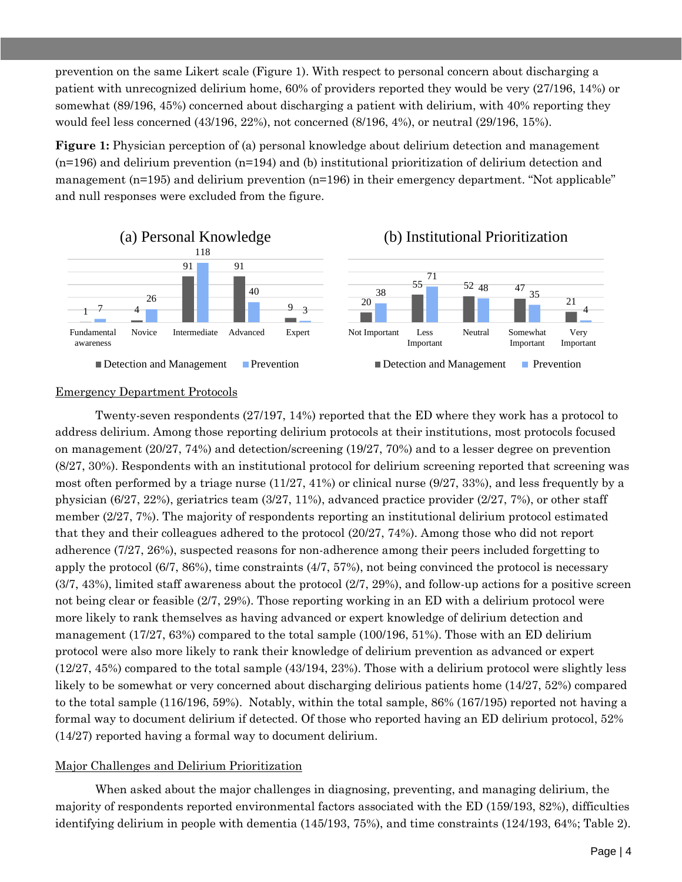prevention on the same Likert scale (Figure 1). With respect to personal concern about discharging a patient with unrecognized delirium home, 60% of providers reported they would be very (27/196, 14%) or somewhat (89/196, 45%) concerned about discharging a patient with delirium, with 40% reporting they would feel less concerned (43/196, 22%), not concerned (8/196, 4%), or neutral (29/196, 15%).

**Figure 1:** Physician perception of (a) personal knowledge about delirium detection and management (n=196) and delirium prevention (n=194) and (b) institutional prioritization of delirium detection and management (n=195) and delirium prevention (n=196) in their emergency department. "Not applicable" and null responses were excluded from the figure.

(a) Personal Knowledge

| | Fundamental awareness | Novice | Intermediate | Advanced | Expert |
|---|---|---|---|---|---|
| Detection and Management | 1 | 4 | 91 | 91 | 9 |
| Prevention | 7 | 26 | 118 | 40 | 3 |

(b) Institutional Prioritization

| | Not Important | Less Important | Neutral | Somewhat Important | Very Important |
|---|---|---|---|---|---|
| Detection and Management | 20 | 55 | 52 | 47 | 21 |
| Prevention | 38 | 71 | 48 | 35 | 4 |

## Emergency Department Protocols

Twenty-seven respondents (27/197, 14%) reported that the ED where they work has a protocol to address delirium. Among those reporting delirium protocols at their institutions, most protocols focused on management (20/27, 74%) and detection/screening (19/27, 70%) and to a lesser degree on prevention (8/27, 30%). Respondents with an institutional protocol for delirium screening reported that screening was most often performed by a triage nurse (11/27, 41%) or clinical nurse (9/27, 33%), and less frequently by a physician (6/27, 22%), geriatrics team (3/27, 11%), advanced practice provider (2/27, 7%), or other staff member (2/27, 7%). The majority of respondents reporting an institutional delirium protocol estimated that they and their colleagues adhered to the protocol (20/27, 74%). Among those who did not report adherence (7/27, 26%), suspected reasons for non-adherence among their peers included forgetting to apply the protocol (6/7, 86%), time constraints (4/7, 57%), not being convinced the protocol is necessary (3/7, 43%), limited staff awareness about the protocol (2/7, 29%), and follow-up actions for a positive screen not being clear or feasible (2/7, 29%). Those reporting working in an ED with a delirium protocol were more likely to rank themselves as having advanced or expert knowledge of delirium detection and management (17/27, 63%) compared to the total sample (100/196, 51%). Those with an ED delirium protocol were also more likely to rank their knowledge of delirium prevention as advanced or expert (12/27, 45%) compared to the total sample (43/194, 23%). Those with a delirium protocol were slightly less likely to be somewhat or very concerned about discharging delirious patients home (14/27, 52%) compared to the total sample (116/196, 59%). Notably, within the total sample, 86% (167/195) reported not having a formal way to document delirium if detected. Of those who reported having an ED delirium protocol, 52% (14/27) reported having a formal way to document delirium.

## Major Challenges and Delirium Prioritization

When asked about the major challenges in diagnosing, preventing, and managing delirium, the majority of respondents reported environmental factors associated with the ED (159/193, 82%), difficulties identifying delirium in people with dementia (145/193, 75%), and time constraints (124/193, 64%; Table 2).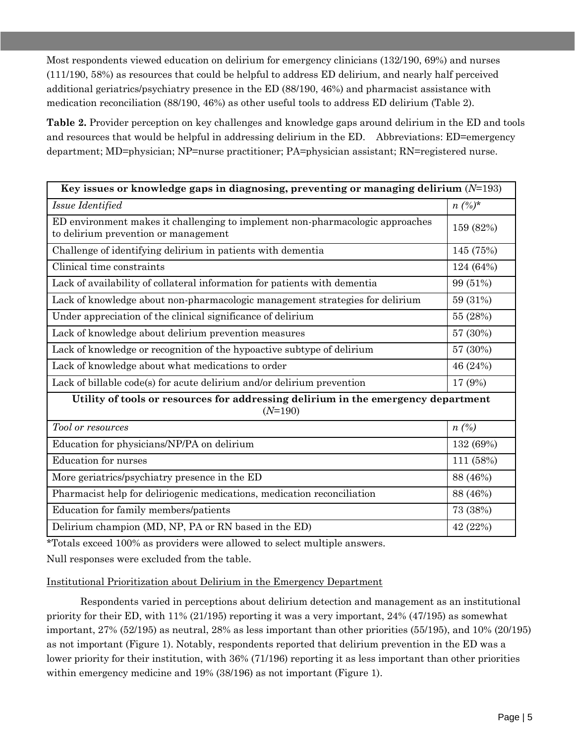Most respondents viewed education on delirium for emergency clinicians (132/190, 69%) and nurses (111/190, 58%) as resources that could be helpful to address ED delirium, and nearly half perceived additional geriatrics/psychiatry presence in the ED (88/190, 46%) and pharmacist assistance with medication reconciliation (88/190, 46%) as other useful tools to address ED delirium (Table 2).

**Table 2.** Provider perception on key challenges and knowledge gaps around delirium in the ED and tools and resources that would be helpful in addressing delirium in the ED. Abbreviations: ED=emergency department; MD=physician; NP=nurse practitioner; PA=physician assistant; RN=registered nurse.

| **Key issues or knowledge gaps in diagnosing, preventing or managing delirium** (*N*=193) | |
|---|---|
| *Issue Identified* | *n (%)\** |
| ED environment makes it challenging to implement non-pharmacologic approaches to delirium prevention or management | 159 (82%) |
| Challenge of identifying delirium in patients with dementia | 145 (75%) |
| Clinical time constraints | 124 (64%) |
| Lack of availability of collateral information for patients with dementia | 99 (51%) |
| Lack of knowledge about non-pharmacologic management strategies for delirium | 59 (31%) |
| Under appreciation of the clinical significance of delirium | 55 (28%) |
| Lack of knowledge about delirium prevention measures | 57 (30%) |
| Lack of knowledge or recognition of the hypoactive subtype of delirium | 57 (30%) |
| Lack of knowledge about what medications to order | 46 (24%) |
| Lack of billable code(s) for acute delirium and/or delirium prevention | 17 (9%) |
| **Utility of tools or resources for addressing delirium in the emergency department** (*N*=190) | |
| *Tool or resources* | *n (%)* |
| Education for physicians/NP/PA on delirium | 132 (69%) |
| Education for nurses | 111 (58%) |
| More geriatrics/psychiatry presence in the ED | 88 (46%) |
| Pharmacist help for deliriogenic medications, medication reconciliation | 88 (46%) |
| Education for family members/patients | 73 (38%) |
| Delirium champion (MD, NP, PA or RN based in the ED) | 42 (22%) |

*Totals exceed 100% as providers were allowed to select multiple answers.

Null responses were excluded from the table.

<u>Institutional Prioritization about Delirium in the Emergency Department</u>

Respondents varied in perceptions about delirium detection and management as an institutional priority for their ED, with 11% (21/195) reporting it was a very important, 24% (47/195) as somewhat important, 27% (52/195) as neutral, 28% as less important than other priorities (55/195), and 10% (20/195) as not important (Figure 1). Notably, respondents reported that delirium prevention in the ED was a lower priority for their institution, with 36% (71/196) reporting it as less important than other priorities within emergency medicine and 19% (38/196) as not important (Figure 1).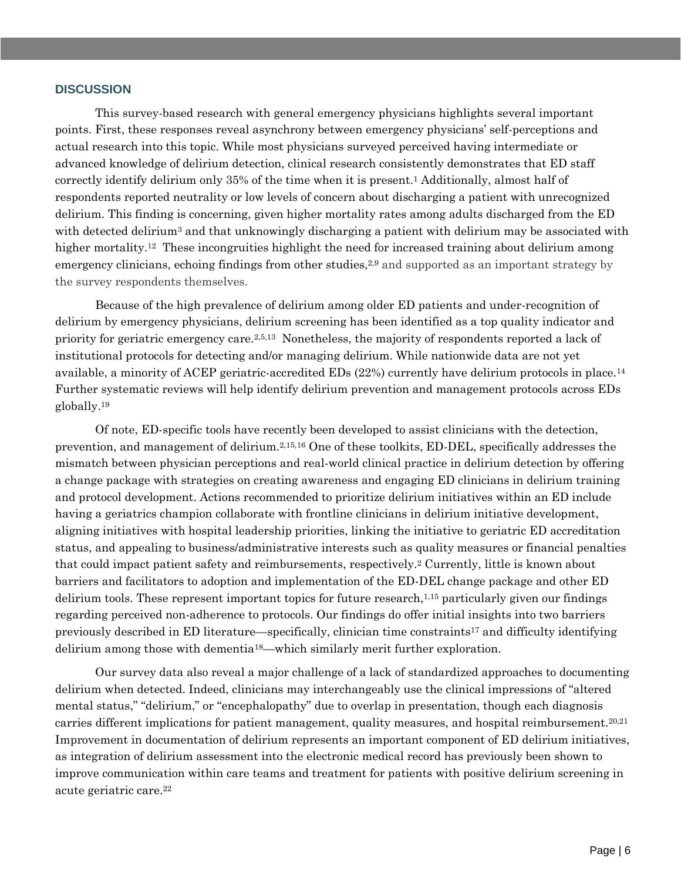## DISCUSSION

This survey-based research with general emergency physicians highlights several important points. First, these responses reveal asynchrony between emergency physicians' self-perceptions and actual research into this topic. While most physicians surveyed perceived having intermediate or advanced knowledge of delirium detection, clinical research consistently demonstrates that ED staff correctly identify delirium only 35% of the time when it is present.[1] Additionally, almost half of respondents reported neutrality or low levels of concern about discharging a patient with unrecognized delirium. This finding is concerning, given higher mortality rates among adults discharged from the ED with detected delirium[3] and that unknowingly discharging a patient with delirium may be associated with higher mortality.[12] These incongruities highlight the need for increased training about delirium among emergency clinicians, echoing findings from other studies,[2,9] and supported as an important strategy by the survey respondents themselves.

Because of the high prevalence of delirium among older ED patients and under-recognition of delirium by emergency physicians, delirium screening has been identified as a top quality indicator and priority for geriatric emergency care.[2,5,13] Nonetheless, the majority of respondents reported a lack of institutional protocols for detecting and/or managing delirium. While nationwide data are not yet available, a minority of ACEP geriatric-accredited EDs (22%) currently have delirium protocols in place.[14] Further systematic reviews will help identify delirium prevention and management protocols across EDs globally.[19]

Of note, ED-specific tools have recently been developed to assist clinicians with the detection, prevention, and management of delirium.[2,15,16] One of these toolkits, ED-DEL, specifically addresses the mismatch between physician perceptions and real-world clinical practice in delirium detection by offering a change package with strategies on creating awareness and engaging ED clinicians in delirium training and protocol development. Actions recommended to prioritize delirium initiatives within an ED include having a geriatrics champion collaborate with frontline clinicians in delirium initiative development, aligning initiatives with hospital leadership priorities, linking the initiative to geriatric ED accreditation status, and appealing to business/administrative interests such as quality measures or financial penalties that could impact patient safety and reimbursements, respectively.[2] Currently, little is known about barriers and facilitators to adoption and implementation of the ED-DEL change package and other ED delirium tools. These represent important topics for future research,[1,15] particularly given our findings regarding perceived non-adherence to protocols. Our findings do offer initial insights into two barriers previously described in ED literature—specifically, clinician time constraints[17] and difficulty identifying delirium among those with dementia[18]—which similarly merit further exploration.

Our survey data also reveal a major challenge of a lack of standardized approaches to documenting delirium when detected. Indeed, clinicians may interchangeably use the clinical impressions of "altered mental status," "delirium," or "encephalopathy" due to overlap in presentation, though each diagnosis carries different implications for patient management, quality measures, and hospital reimbursement.[20,21] Improvement in documentation of delirium represents an important component of ED delirium initiatives, as integration of delirium assessment into the electronic medical record has previously been shown to improve communication within care teams and treatment for patients with positive delirium screening in acute geriatric care.[22]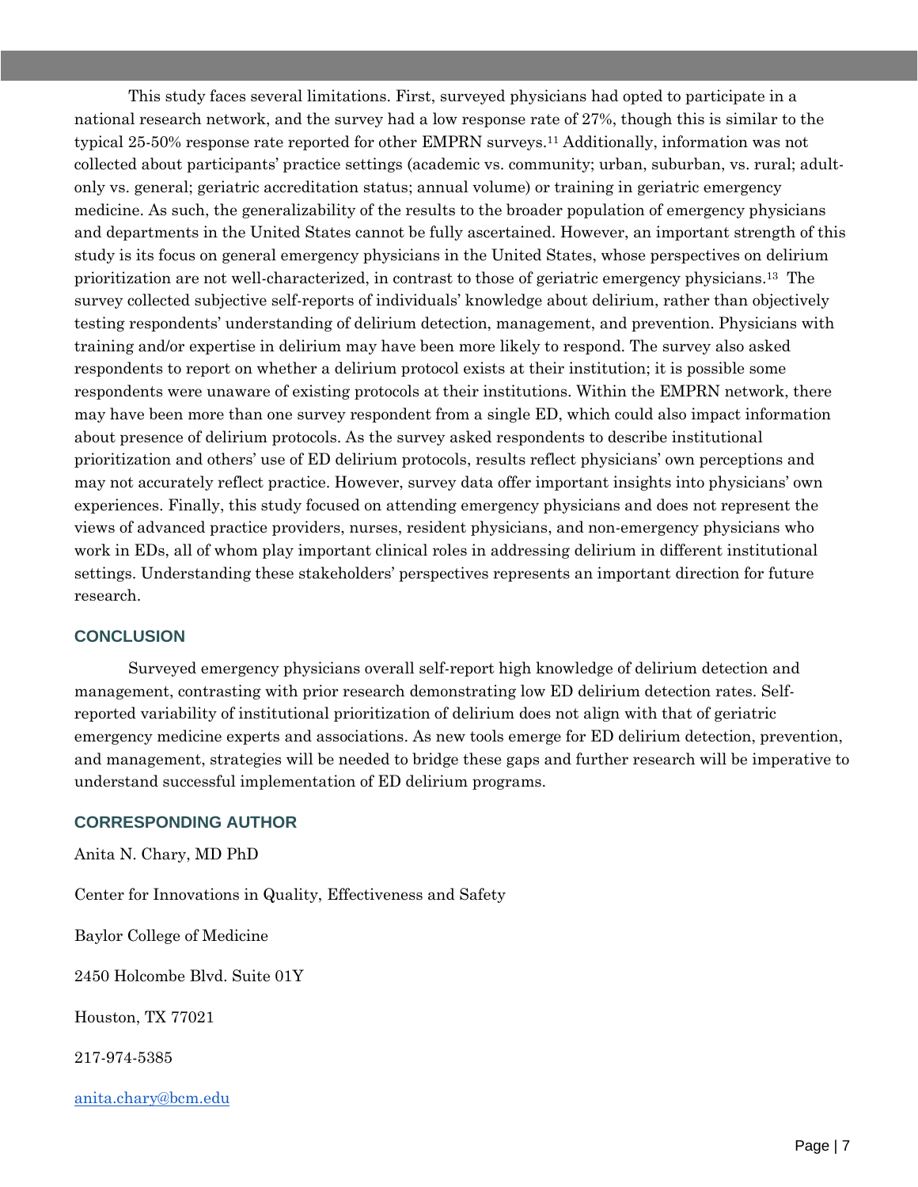This study faces several limitations. First, surveyed physicians had opted to participate in a national research network, and the survey had a low response rate of 27%, though this is similar to the typical 25-50% response rate reported for other EMPRN surveys.[11] Additionally, information was not collected about participants' practice settings (academic vs. community; urban, suburban, vs. rural; adult-only vs. general; geriatric accreditation status; annual volume) or training in geriatric emergency medicine. As such, the generalizability of the results to the broader population of emergency physicians and departments in the United States cannot be fully ascertained. However, an important strength of this study is its focus on general emergency physicians in the United States, whose perspectives on delirium prioritization are not well-characterized, in contrast to those of geriatric emergency physicians.[13] The survey collected subjective self-reports of individuals' knowledge about delirium, rather than objectively testing respondents' understanding of delirium detection, management, and prevention. Physicians with training and/or expertise in delirium may have been more likely to respond. The survey also asked respondents to report on whether a delirium protocol exists at their institution; it is possible some respondents were unaware of existing protocols at their institutions. Within the EMPRN network, there may have been more than one survey respondent from a single ED, which could also impact information about presence of delirium protocols. As the survey asked respondents to describe institutional prioritization and others' use of ED delirium protocols, results reflect physicians' own perceptions and may not accurately reflect practice. However, survey data offer important insights into physicians' own experiences. Finally, this study focused on attending emergency physicians and does not represent the views of advanced practice providers, nurses, resident physicians, and non-emergency physicians who work in EDs, all of whom play important clinical roles in addressing delirium in different institutional settings. Understanding these stakeholders' perspectives represents an important direction for future research.

## CONCLUSION

Surveyed emergency physicians overall self-report high knowledge of delirium detection and management, contrasting with prior research demonstrating low ED delirium detection rates. Self-reported variability of institutional prioritization of delirium does not align with that of geriatric emergency medicine experts and associations. As new tools emerge for ED delirium detection, prevention, and management, strategies will be needed to bridge these gaps and further research will be imperative to understand successful implementation of ED delirium programs.

## CORRESPONDING AUTHOR

Anita N. Chary, MD PhD

Center for Innovations in Quality, Effectiveness and Safety

Baylor College of Medicine

2450 Holcombe Blvd. Suite 01Y

Houston, TX 77021

217-974-5385

anita.chary@bcm.edu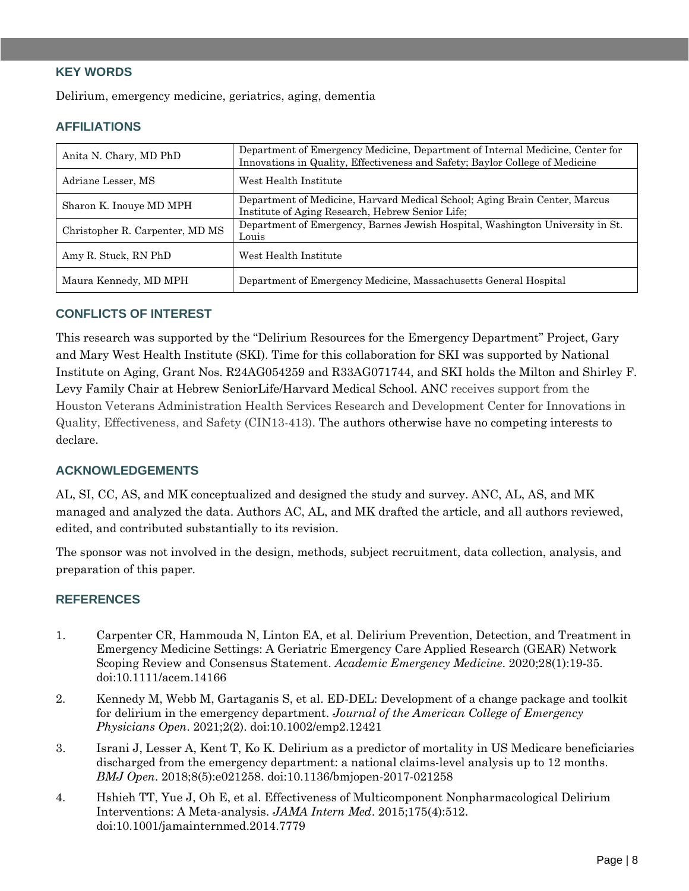## KEY WORDS

Delirium, emergency medicine, geriatrics, aging, dementia

## AFFILIATIONS

| | |
|---|---|
| Anita N. Chary, MD PhD | Department of Emergency Medicine, Department of Internal Medicine, Center for Innovations in Quality, Effectiveness and Safety; Baylor College of Medicine |
| Adriane Lesser, MS | West Health Institute |
| Sharon K. Inouye MD MPH | Department of Medicine, Harvard Medical School; Aging Brain Center, Marcus Institute of Aging Research, Hebrew Senior Life; |
| Christopher R. Carpenter, MD MS | Department of Emergency, Barnes Jewish Hospital, Washington University in St. Louis |
| Amy R. Stuck, RN PhD | West Health Institute |
| Maura Kennedy, MD MPH | Department of Emergency Medicine, Massachusetts General Hospital |

## CONFLICTS OF INTEREST

This research was supported by the "Delirium Resources for the Emergency Department" Project, Gary and Mary West Health Institute (SKI). Time for this collaboration for SKI was supported by National Institute on Aging, Grant Nos. R24AG054259 and R33AG071744, and SKI holds the Milton and Shirley F. Levy Family Chair at Hebrew SeniorLife/Harvard Medical School. ANC receives support from the Houston Veterans Administration Health Services Research and Development Center for Innovations in Quality, Effectiveness, and Safety (CIN13-413). The authors otherwise have no competing interests to declare.

## ACKNOWLEDGEMENTS

AL, SI, CC, AS, and MK conceptualized and designed the study and survey. ANC, AL, AS, and MK managed and analyzed the data. Authors AC, AL, and MK drafted the article, and all authors reviewed, edited, and contributed substantially to its revision.

The sponsor was not involved in the design, methods, subject recruitment, data collection, analysis, and preparation of this paper.

## REFERENCES

1. Carpenter CR, Hammouda N, Linton EA, et al. Delirium Prevention, Detection, and Treatment in Emergency Medicine Settings: A Geriatric Emergency Care Applied Research (GEAR) Network Scoping Review and Consensus Statement. *Academic Emergency Medicine*. 2020;28(1):19-35. doi:10.1111/acem.14166
2. Kennedy M, Webb M, Gartaganis S, et al. ED-DEL: Development of a change package and toolkit for delirium in the emergency department. *Journal of the American College of Emergency Physicians Open*. 2021;2(2). doi:10.1002/emp2.12421
3. Israni J, Lesser A, Kent T, Ko K. Delirium as a predictor of mortality in US Medicare beneficiaries discharged from the emergency department: a national claims-level analysis up to 12 months. *BMJ Open*. 2018;8(5):e021258. doi:10.1136/bmjopen-2017-021258
4. Hshieh TT, Yue J, Oh E, et al. Effectiveness of Multicomponent Nonpharmacological Delirium Interventions: A Meta-analysis. *JAMA Intern Med*. 2015;175(4):512. doi:10.1001/jamainternmed.2014.7779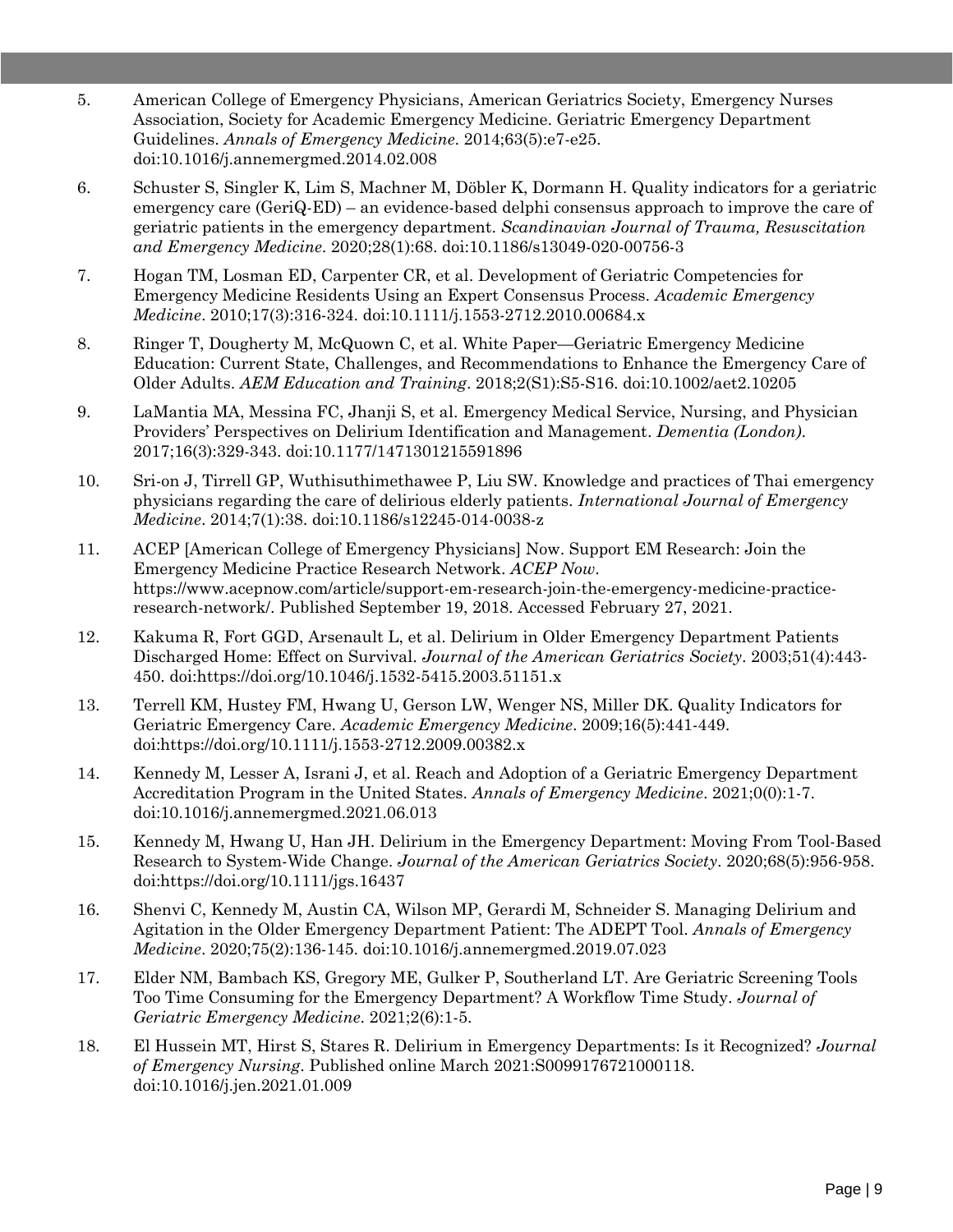5. American College of Emergency Physicians, American Geriatrics Society, Emergency Nurses Association, Society for Academic Emergency Medicine. Geriatric Emergency Department Guidelines. *Annals of Emergency Medicine*. 2014;63(5):e7-e25. doi:10.1016/j.annemergmed.2014.02.008

6. Schuster S, Singler K, Lim S, Machner M, Döbler K, Dormann H. Quality indicators for a geriatric emergency care (GeriQ-ED) – an evidence-based delphi consensus approach to improve the care of geriatric patients in the emergency department. *Scandinavian Journal of Trauma, Resuscitation and Emergency Medicine*. 2020;28(1):68. doi:10.1186/s13049-020-00756-3

7. Hogan TM, Losman ED, Carpenter CR, et al. Development of Geriatric Competencies for Emergency Medicine Residents Using an Expert Consensus Process. *Academic Emergency Medicine*. 2010;17(3):316-324. doi:10.1111/j.1553-2712.2010.00684.x

8. Ringer T, Dougherty M, McQuown C, et al. White Paper—Geriatric Emergency Medicine Education: Current State, Challenges, and Recommendations to Enhance the Emergency Care of Older Adults. *AEM Education and Training*. 2018;2(S1):S5-S16. doi:10.1002/aet2.10205

9. LaMantia MA, Messina FC, Jhanji S, et al. Emergency Medical Service, Nursing, and Physician Providers' Perspectives on Delirium Identification and Management. *Dementia (London)*. 2017;16(3):329-343. doi:10.1177/1471301215591896

10. Sri-on J, Tirrell GP, Wuthisuthimethawee P, Liu SW. Knowledge and practices of Thai emergency physicians regarding the care of delirious elderly patients. *International Journal of Emergency Medicine*. 2014;7(1):38. doi:10.1186/s12245-014-0038-z

11. ACEP [American College of Emergency Physicians] Now. Support EM Research: Join the Emergency Medicine Practice Research Network. *ACEP Now*. https://www.acepnow.com/article/support-em-research-join-the-emergency-medicine-practice-research-network/. Published September 19, 2018. Accessed February 27, 2021.

12. Kakuma R, Fort GGD, Arsenault L, et al. Delirium in Older Emergency Department Patients Discharged Home: Effect on Survival. *Journal of the American Geriatrics Society*. 2003;51(4):443-450. doi:https://doi.org/10.1046/j.1532-5415.2003.51151.x

13. Terrell KM, Hustey FM, Hwang U, Gerson LW, Wenger NS, Miller DK. Quality Indicators for Geriatric Emergency Care. *Academic Emergency Medicine*. 2009;16(5):441-449. doi:https://doi.org/10.1111/j.1553-2712.2009.00382.x

14. Kennedy M, Lesser A, Israni J, et al. Reach and Adoption of a Geriatric Emergency Department Accreditation Program in the United States. *Annals of Emergency Medicine*. 2021;0(0):1-7. doi:10.1016/j.annemergmed.2021.06.013

15. Kennedy M, Hwang U, Han JH. Delirium in the Emergency Department: Moving From Tool-Based Research to System-Wide Change. *Journal of the American Geriatrics Society*. 2020;68(5):956-958. doi:https://doi.org/10.1111/jgs.16437

16. Shenvi C, Kennedy M, Austin CA, Wilson MP, Gerardi M, Schneider S. Managing Delirium and Agitation in the Older Emergency Department Patient: The ADEPT Tool. *Annals of Emergency Medicine*. 2020;75(2):136-145. doi:10.1016/j.annemergmed.2019.07.023

17. Elder NM, Bambach KS, Gregory ME, Gulker P, Southerland LT. Are Geriatric Screening Tools Too Time Consuming for the Emergency Department? A Workflow Time Study. *Journal of Geriatric Emergency Medicine*. 2021;2(6):1-5.

18. El Hussein MT, Hirst S, Stares R. Delirium in Emergency Departments: Is it Recognized? *Journal of Emergency Nursing*. Published online March 2021:S0099176721000118. doi:10.1016/j.jen.2021.01.009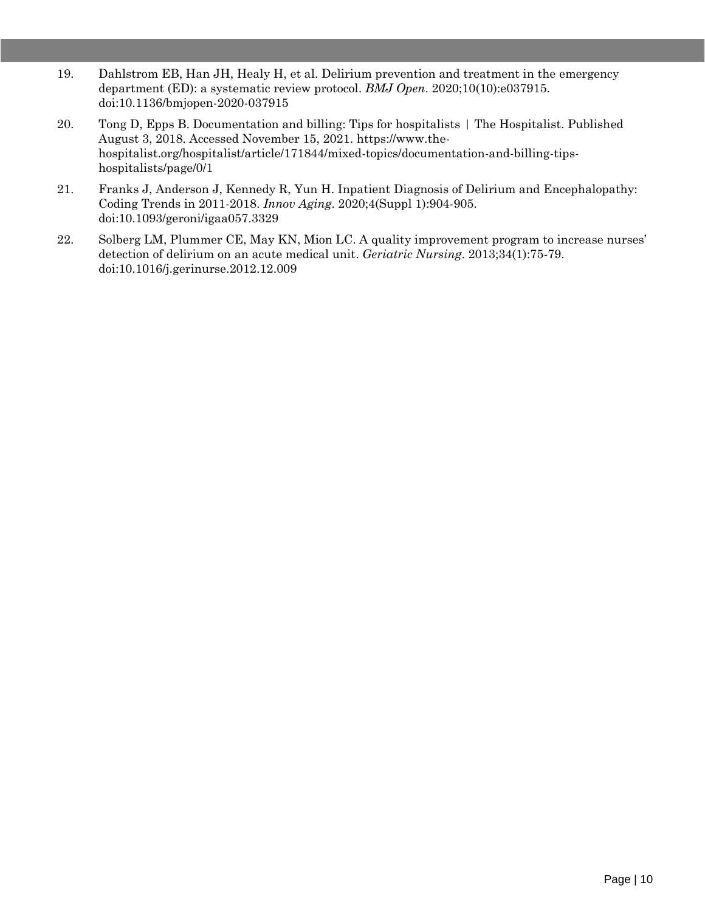19. Dahlstrom EB, Han JH, Healy H, et al. Delirium prevention and treatment in the emergency department (ED): a systematic review protocol. *BMJ Open*. 2020;10(10):e037915. doi:10.1136/bmjopen-2020-037915

20. Tong D, Epps B. Documentation and billing: Tips for hospitalists | The Hospitalist. Published August 3, 2018. Accessed November 15, 2021. https://www.the-hospitalist.org/hospitalist/article/171844/mixed-topics/documentation-and-billing-tips-hospitalists/page/0/1

21. Franks J, Anderson J, Kennedy R, Yun H. Inpatient Diagnosis of Delirium and Encephalopathy: Coding Trends in 2011-2018. *Innov Aging*. 2020;4(Suppl 1):904-905. doi:10.1093/geroni/igaa057.3329

22. Solberg LM, Plummer CE, May KN, Mion LC. A quality improvement program to increase nurses' detection of delirium on an acute medical unit. *Geriatric Nursing*. 2013;34(1):75-79. doi:10.1016/j.gerinurse.2012.12.009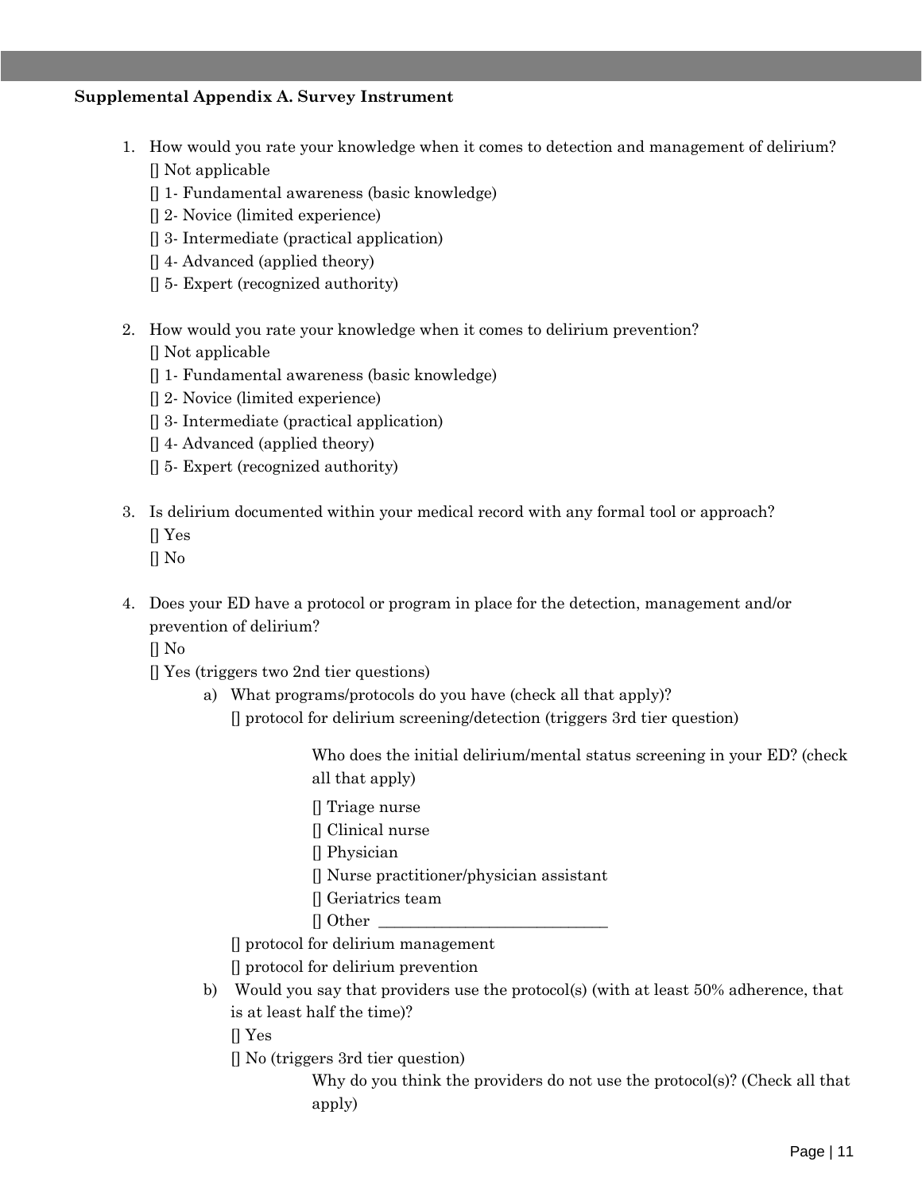**Supplemental Appendix A. Survey Instrument**

1. How would you rate your knowledge when it comes to detection and management of delirium?
   [] Not applicable
   [] 1- Fundamental awareness (basic knowledge)
   [] 2- Novice (limited experience)
   [] 3- Intermediate (practical application)
   [] 4- Advanced (applied theory)
   [] 5- Expert (recognized authority)

2. How would you rate your knowledge when it comes to delirium prevention?
   [] Not applicable
   [] 1- Fundamental awareness (basic knowledge)
   [] 2- Novice (limited experience)
   [] 3- Intermediate (practical application)
   [] 4- Advanced (applied theory)
   [] 5- Expert (recognized authority)

3. Is delirium documented within your medical record with any formal tool or approach?
   [] Yes
   [] No

4. Does your ED have a protocol or program in place for the detection, management and/or prevention of delirium?
   [] No
   [] Yes (triggers two 2nd tier questions)
   a) What programs/protocols do you have (check all that apply)?
      [] protocol for delirium screening/detection (triggers 3rd tier question)

      Who does the initial delirium/mental status screening in your ED? (check all that apply)
      [] Triage nurse
      [] Clinical nurse
      [] Physician
      [] Nurse practitioner/physician assistant
      [] Geriatrics team
      [] Other ____________________________

      [] protocol for delirium management
      [] protocol for delirium prevention
   b) Would you say that providers use the protocol(s) (with at least 50% adherence, that is at least half the time)?
      [] Yes
      [] No (triggers 3rd tier question)

      Why do you think the providers do not use the protocol(s)? (Check all that apply)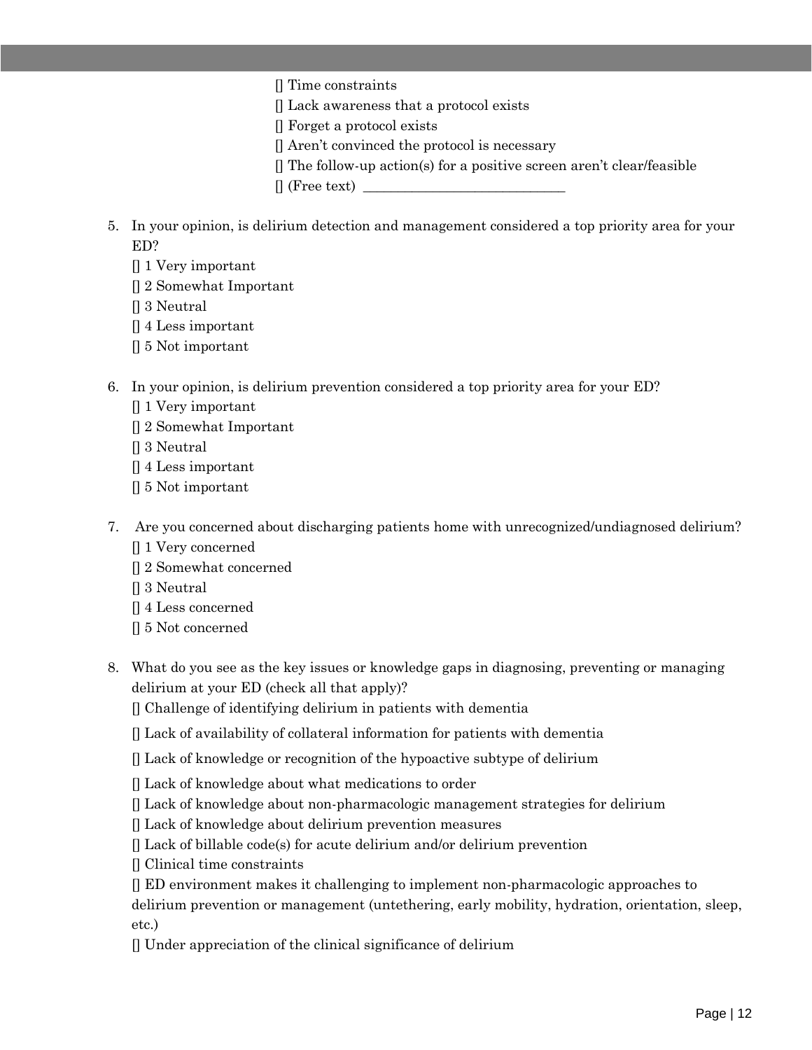[] Time constraints
[] Lack awareness that a protocol exists
[] Forget a protocol exists
[] Aren't convinced the protocol is necessary
[] The follow-up action(s) for a positive screen aren't clear/feasible
[] (Free text) ______________________________

5. In your opinion, is delirium detection and management considered a top priority area for your ED?
   [] 1 Very important
   [] 2 Somewhat Important
   [] 3 Neutral
   [] 4 Less important
   [] 5 Not important

6. In your opinion, is delirium prevention considered a top priority area for your ED?
   [] 1 Very important
   [] 2 Somewhat Important
   [] 3 Neutral
   [] 4 Less important
   [] 5 Not important

7. Are you concerned about discharging patients home with unrecognized/undiagnosed delirium?
   [] 1 Very concerned
   [] 2 Somewhat concerned
   [] 3 Neutral
   [] 4 Less concerned
   [] 5 Not concerned

8. What do you see as the key issues or knowledge gaps in diagnosing, preventing or managing delirium at your ED (check all that apply)?
   [] Challenge of identifying delirium in patients with dementia
   [] Lack of availability of collateral information for patients with dementia
   [] Lack of knowledge or recognition of the hypoactive subtype of delirium
   [] Lack of knowledge about what medications to order
   [] Lack of knowledge about non-pharmacologic management strategies for delirium
   [] Lack of knowledge about delirium prevention measures
   [] Lack of billable code(s) for acute delirium and/or delirium prevention
   [] Clinical time constraints
   [] ED environment makes it challenging to implement non-pharmacologic approaches to delirium prevention or management (untethering, early mobility, hydration, orientation, sleep, etc.)
   [] Under appreciation of the clinical significance of delirium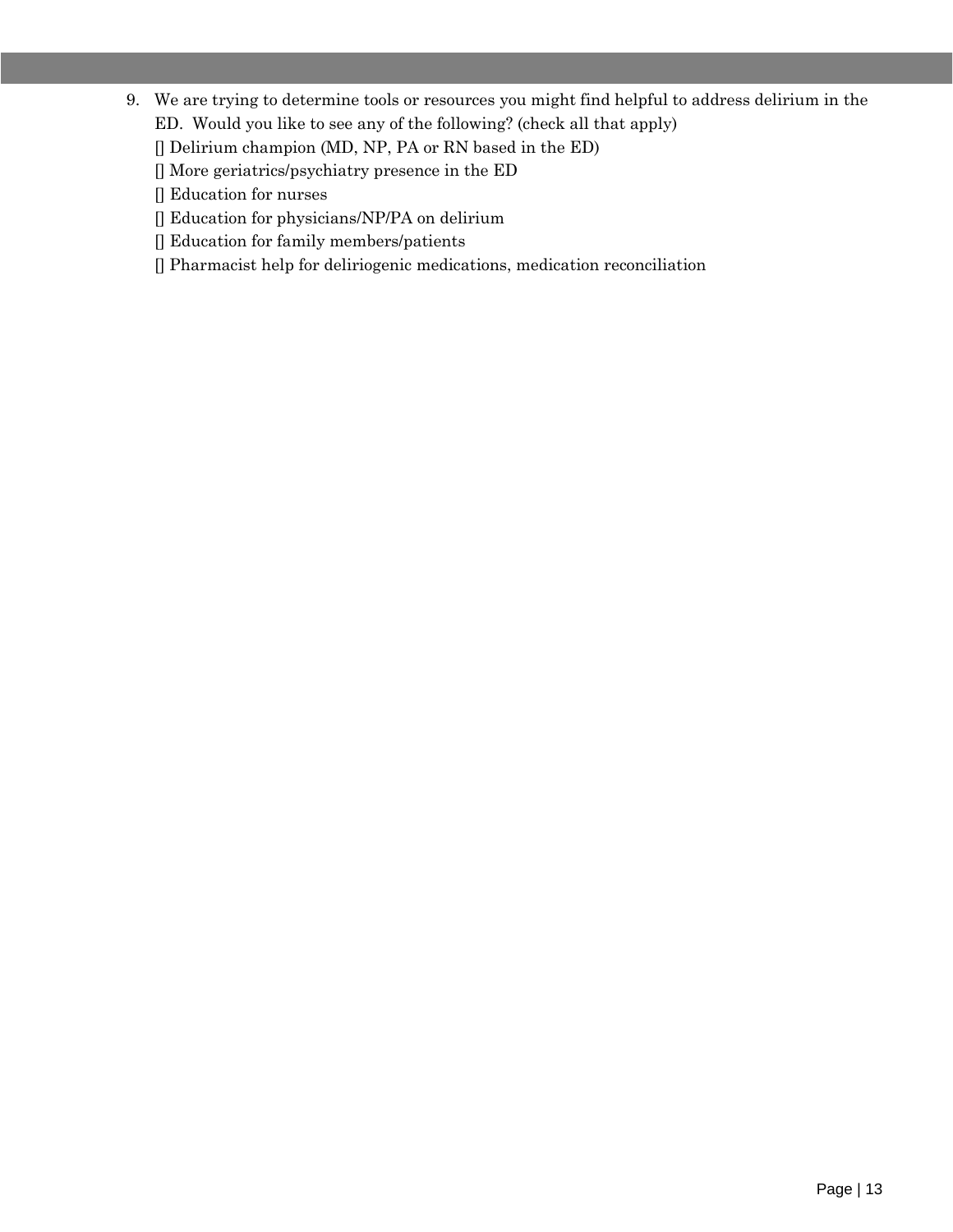9. We are trying to determine tools or resources you might find helpful to address delirium in the ED. Would you like to see any of the following? (check all that apply)

   [] Delirium champion (MD, NP, PA or RN based in the ED)

   [] More geriatrics/psychiatry presence in the ED

   [] Education for nurses

   [] Education for physicians/NP/PA on delirium

   [] Education for family members/patients

   [] Pharmacist help for deliriogenic medications, medication reconciliation